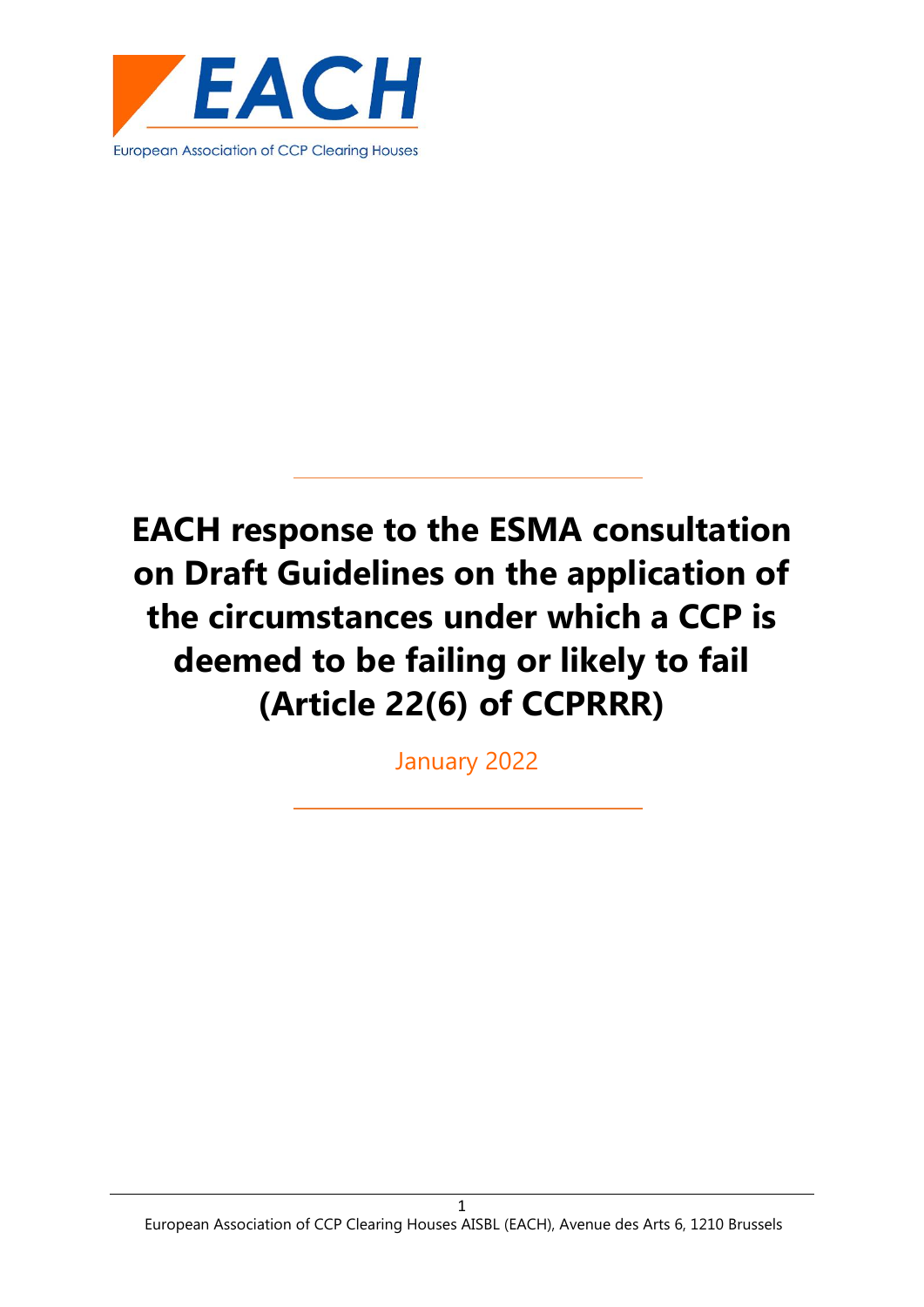EACH

European Association of CCP Clearing Houses

# EACH response to the ESMA consultation on Draft Guidelines on the application of the circumstances under which a CCP is deemed to be failing or likely to fail (Article 22(6) of CCPRRR)

January 2022

European Association of CCP Clearing Houses AISBL (EACH), Avenue des Arts 6, 1210 Brussels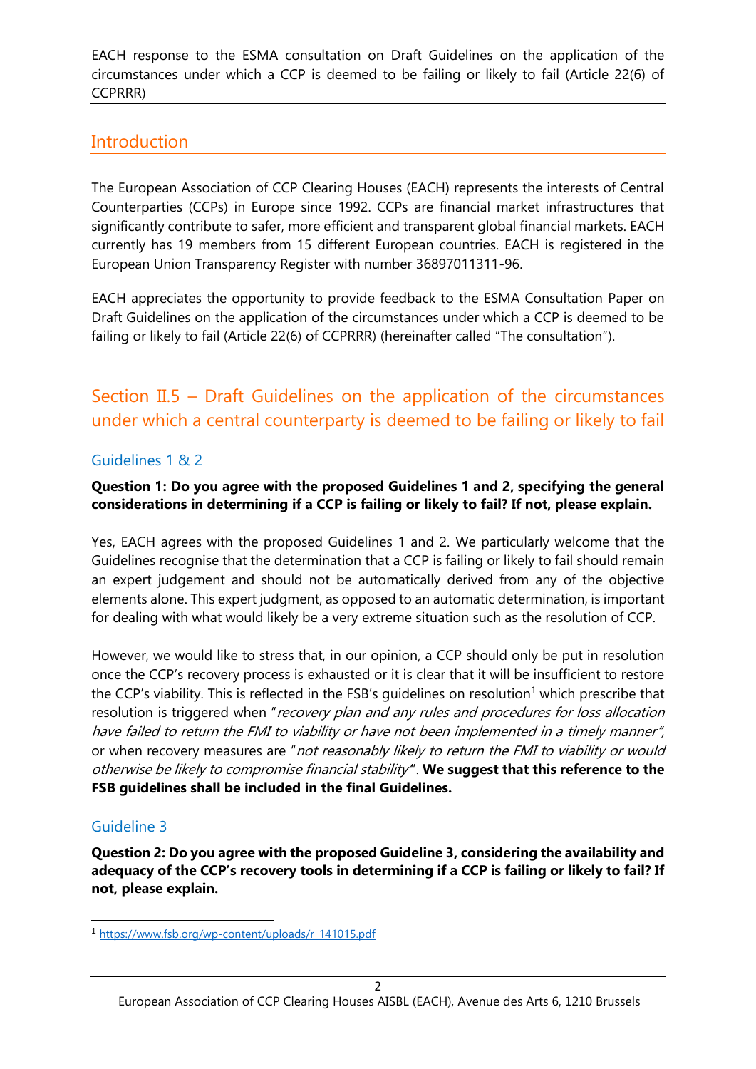EACH response to the ESMA consultation on Draft Guidelines on the application of the circumstances under which a CCP is deemed to be failing or likely to fail (Article 22(6) of CCPRRR)

## Introduction

The European Association of CCP Clearing Houses (EACH) represents the interests of Central Counterparties (CCPs) in Europe since 1992. CCPs are financial market infrastructures that significantly contribute to safer, more efficient and transparent global financial markets. EACH currently has 19 members from 15 different European countries. EACH is registered in the European Union Transparency Register with number 36897011311-96.

EACH appreciates the opportunity to provide feedback to the ESMA Consultation Paper on Draft Guidelines on the application of the circumstances under which a CCP is deemed to be failing or likely to fail (Article 22(6) of CCPRRR) (hereinafter called "The consultation").

## Section II.5 – Draft Guidelines on the application of the circumstances under which a central counterparty is deemed to be failing or likely to fail

### Guidelines 1 & 2

**Question 1: Do you agree with the proposed Guidelines 1 and 2, specifying the general considerations in determining if a CCP is failing or likely to fail? If not, please explain.**

Yes, EACH agrees with the proposed Guidelines 1 and 2. We particularly welcome that the Guidelines recognise that the determination that a CCP is failing or likely to fail should remain an expert judgement and should not be automatically derived from any of the objective elements alone. This expert judgment, as opposed to an automatic determination, is important for dealing with what would likely be a very extreme situation such as the resolution of CCP.

However, we would like to stress that, in our opinion, a CCP should only be put in resolution once the CCP's recovery process is exhausted or it is clear that it will be insufficient to restore the CCP's viability. This is reflected in the FSB's guidelines on resolution[1] which prescribe that resolution is triggered when "*recovery plan and any rules and procedures for loss allocation have failed to return the FMI to viability or have not been implemented in a timely manner",* or when recovery measures are "*not reasonably likely to return the FMI to viability or would otherwise be likely to compromise financial stability*". **We suggest that this reference to the FSB guidelines shall be included in the final Guidelines.**

### Guideline 3

**Question 2: Do you agree with the proposed Guideline 3, considering the availability and adequacy of the CCP's recovery tools in determining if a CCP is failing or likely to fail? If not, please explain.**

[1] https://www.fsb.org/wp-content/uploads/r_141015.pdf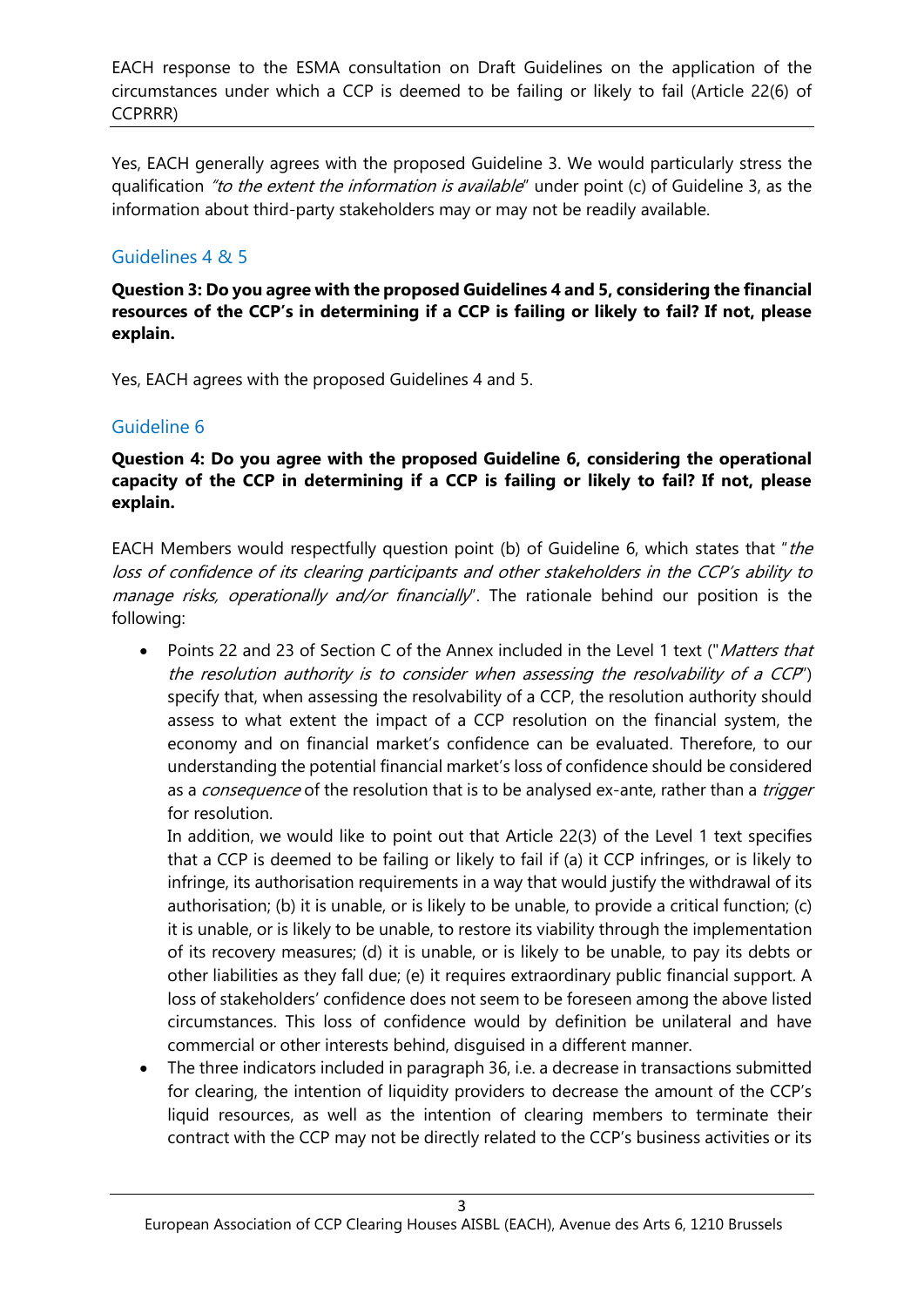Yes, EACH generally agrees with the proposed Guideline 3. We would particularly stress the qualification *"to the extent the information is available*" under point (c) of Guideline 3, as the information about third-party stakeholders may or may not be readily available.

## Guidelines 4 & 5

**Question 3: Do you agree with the proposed Guidelines 4 and 5, considering the financial resources of the CCP's in determining if a CCP is failing or likely to fail? If not, please explain.**

Yes, EACH agrees with the proposed Guidelines 4 and 5.

## Guideline 6

**Question 4: Do you agree with the proposed Guideline 6, considering the operational capacity of the CCP in determining if a CCP is failing or likely to fail? If not, please explain.**

EACH Members would respectfully question point (b) of Guideline 6, which states that "*the loss of confidence of its clearing participants and other stakeholders in the CCP's ability to manage risks, operationally and/or financially*". The rationale behind our position is the following:

- Points 22 and 23 of Section C of the Annex included in the Level 1 text ("*Matters that the resolution authority is to consider when assessing the resolvability of a CCP*") specify that, when assessing the resolvability of a CCP, the resolution authority should assess to what extent the impact of a CCP resolution on the financial system, the economy and on financial market's confidence can be evaluated. Therefore, to our understanding the potential financial market's loss of confidence should be considered as a *consequence* of the resolution that is to be analysed ex-ante, rather than a *trigger* for resolution.

  In addition, we would like to point out that Article 22(3) of the Level 1 text specifies that a CCP is deemed to be failing or likely to fail if (a) it CCP infringes, or is likely to infringe, its authorisation requirements in a way that would justify the withdrawal of its authorisation; (b) it is unable, or is likely to be unable, to provide a critical function; (c) it is unable, or is likely to be unable, to restore its viability through the implementation of its recovery measures; (d) it is unable, or is likely to be unable, to pay its debts or other liabilities as they fall due; (e) it requires extraordinary public financial support. A loss of stakeholders' confidence does not seem to be foreseen among the above listed circumstances. This loss of confidence would by definition be unilateral and have commercial or other interests behind, disguised in a different manner.
- The three indicators included in paragraph 36, i.e. a decrease in transactions submitted for clearing, the intention of liquidity providers to decrease the amount of the CCP's liquid resources, as well as the intention of clearing members to terminate their contract with the CCP may not be directly related to the CCP's business activities or its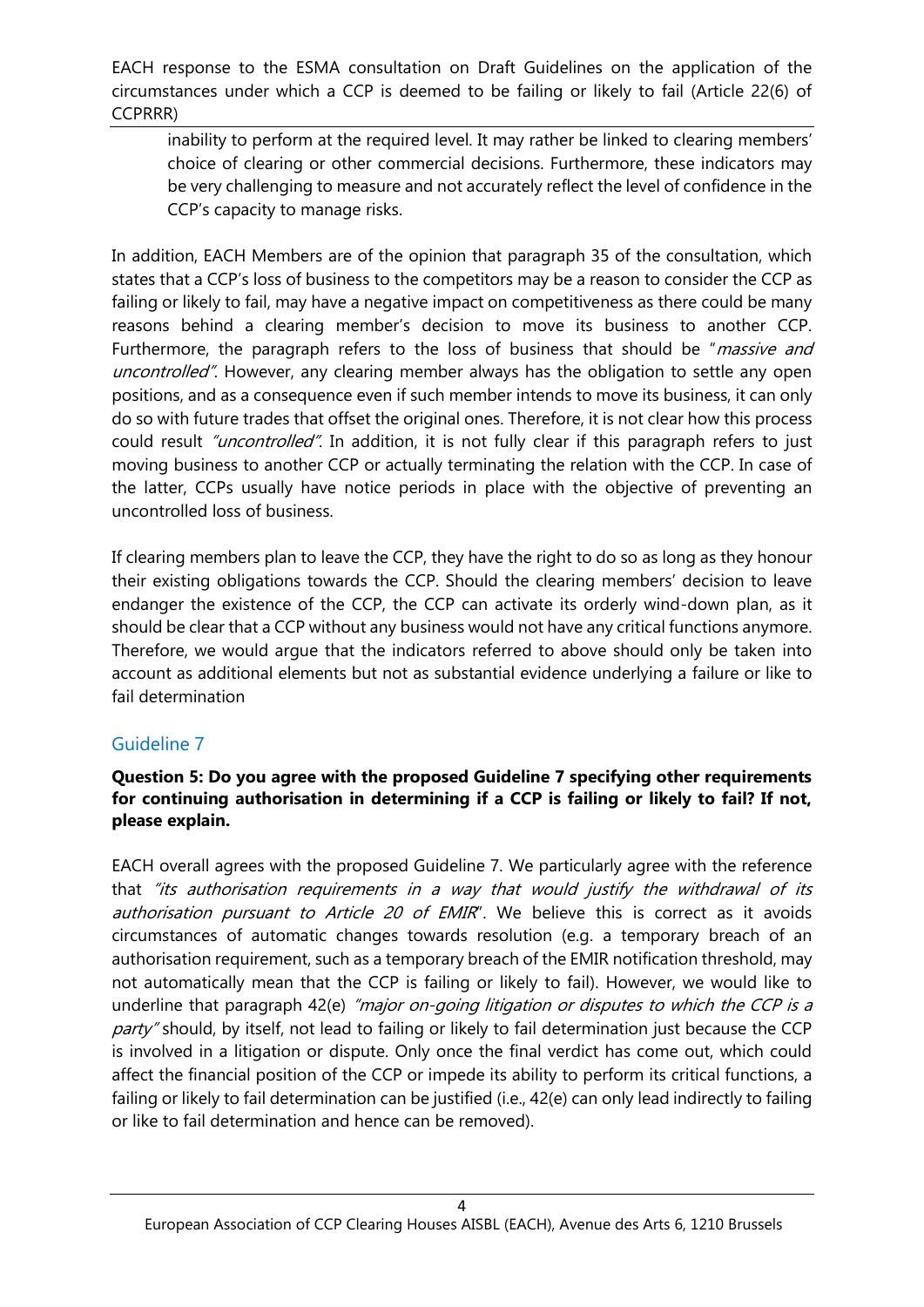inability to perform at the required level. It may rather be linked to clearing members' choice of clearing or other commercial decisions. Furthermore, these indicators may be very challenging to measure and not accurately reflect the level of confidence in the CCP's capacity to manage risks.

In addition, EACH Members are of the opinion that paragraph 35 of the consultation, which states that a CCP's loss of business to the competitors may be a reason to consider the CCP as failing or likely to fail, may have a negative impact on competitiveness as there could be many reasons behind a clearing member's decision to move its business to another CCP. Furthermore, the paragraph refers to the loss of business that should be "*massive and uncontrolled"*. However, any clearing member always has the obligation to settle any open positions, and as a consequence even if such member intends to move its business, it can only do so with future trades that offset the original ones. Therefore, it is not clear how this process could result *"uncontrolled"*. In addition, it is not fully clear if this paragraph refers to just moving business to another CCP or actually terminating the relation with the CCP. In case of the latter, CCPs usually have notice periods in place with the objective of preventing an uncontrolled loss of business.

If clearing members plan to leave the CCP, they have the right to do so as long as they honour their existing obligations towards the CCP. Should the clearing members' decision to leave endanger the existence of the CCP, the CCP can activate its orderly wind-down plan, as it should be clear that a CCP without any business would not have any critical functions anymore. Therefore, we would argue that the indicators referred to above should only be taken into account as additional elements but not as substantial evidence underlying a failure or like to fail determination

## Guideline 7

**Question 5: Do you agree with the proposed Guideline 7 specifying other requirements for continuing authorisation in determining if a CCP is failing or likely to fail? If not, please explain.**

EACH overall agrees with the proposed Guideline 7. We particularly agree with the reference that *"its authorisation requirements in a way that would justify the withdrawal of its authorisation pursuant to Article 20 of EMIR*". We believe this is correct as it avoids circumstances of automatic changes towards resolution (e.g. a temporary breach of an authorisation requirement, such as a temporary breach of the EMIR notification threshold, may not automatically mean that the CCP is failing or likely to fail). However, we would like to underline that paragraph 42(e) *"major on-going litigation or disputes to which the CCP is a party"* should, by itself, not lead to failing or likely to fail determination just because the CCP is involved in a litigation or dispute. Only once the final verdict has come out, which could affect the financial position of the CCP or impede its ability to perform its critical functions, a failing or likely to fail determination can be justified (i.e., 42(e) can only lead indirectly to failing or like to fail determination and hence can be removed).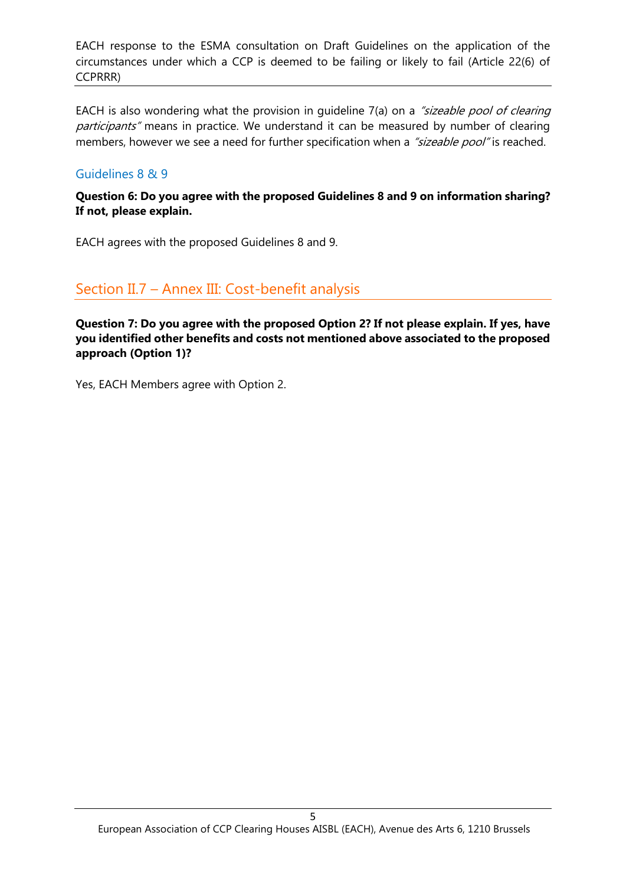EACH is also wondering what the provision in guideline 7(a) on a *"sizeable pool of clearing participants"* means in practice. We understand it can be measured by number of clearing members, however we see a need for further specification when a *"sizeable pool"* is reached.

### Guidelines 8 & 9

**Question 6: Do you agree with the proposed Guidelines 8 and 9 on information sharing? If not, please explain.**

EACH agrees with the proposed Guidelines 8 and 9.

## Section II.7 – Annex III: Cost-benefit analysis

**Question 7: Do you agree with the proposed Option 2? If not please explain. If yes, have you identified other benefits and costs not mentioned above associated to the proposed approach (Option 1)?**

Yes, EACH Members agree with Option 2.